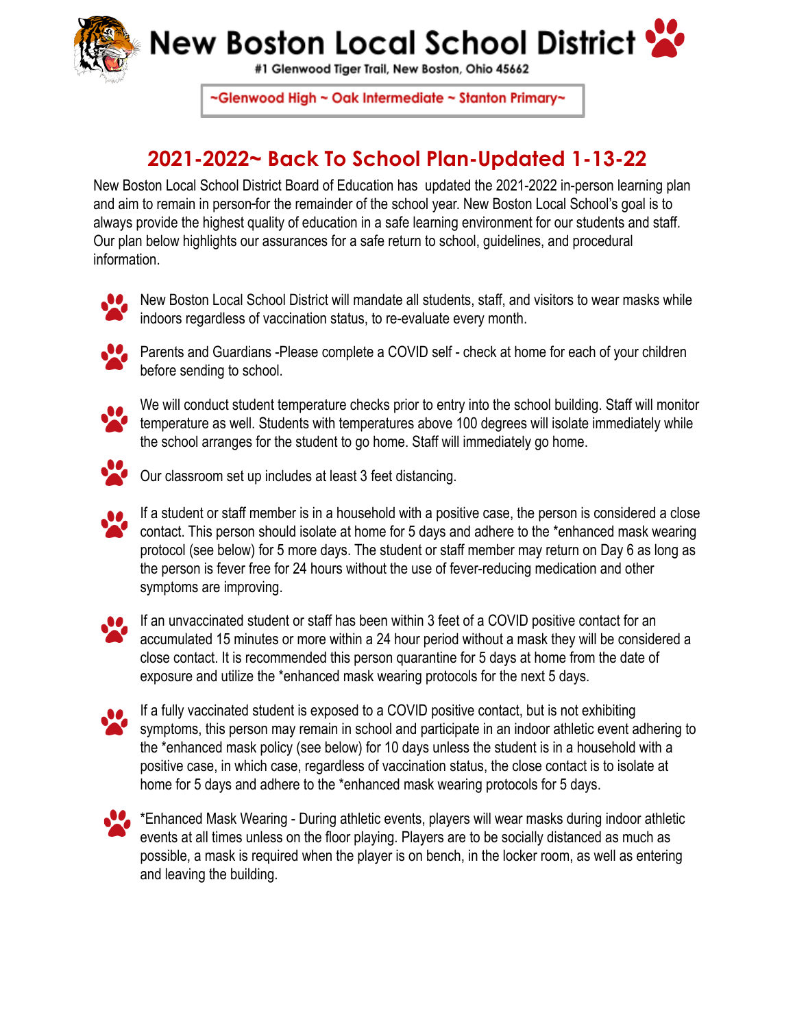# New Boston Local School District

#1 Glenwood Tiger Trail, New Boston, Ohio 45662

~Glenwood High ~ Oak Intermediate ~ Stanton Primary~

## 2021-2022~ Back To School Plan-Updated 1-13-22

New Boston Local School District Board of Education has updated the 2021-2022 in-person learning plan and aim to remain in person-for the remainder of the school year. New Boston Local School's goal is to always provide the highest quality of education in a safe learning environment for our students and staff. Our plan below highlights our assurances for a safe return to school, guidelines, and procedural information.

- New Boston Local School District will mandate all students, staff, and visitors to wear masks while indoors regardless of vaccination status, to re-evaluate every month.
- Parents and Guardians -Please complete a COVID self - check at home for each of your children before sending to school.
- We will conduct student temperature checks prior to entry into the school building. Staff will monitor temperature as well. Students with temperatures above 100 degrees will isolate immediately while the school arranges for the student to go home. Staff will immediately go home.
- Our classroom set up includes at least 3 feet distancing.
- If a student or staff member is in a household with a positive case, the person is considered a close contact. This person should isolate at home for 5 days and adhere to the *enhanced mask wearing protocol (see below) for 5 more days. The student or staff member may return on Day 6 as long as the person is fever free for 24 hours without the use of fever-reducing medication and other symptoms are improving.
- If an unvaccinated student or staff has been within 3 feet of a COVID positive contact for an accumulated 15 minutes or more within a 24 hour period without a mask they will be considered a close contact. It is recommended this person quarantine for 5 days at home from the date of exposure and utilize the *enhanced mask wearing protocols for the next 5 days.
- If a fully vaccinated student is exposed to a COVID positive contact, but is not exhibiting symptoms, this person may remain in school and participate in an indoor athletic event adhering to the *enhanced mask policy (see below) for 10 days unless the student is in a household with a positive case, in which case, regardless of vaccination status, the close contact is to isolate at home for 5 days and adhere to the *enhanced mask wearing protocols for 5 days.
- *Enhanced Mask Wearing - During athletic events, players will wear masks during indoor athletic events at all times unless on the floor playing. Players are to be socially distanced as much as possible, a mask is required when the player is on bench, in the locker room, as well as entering and leaving the building.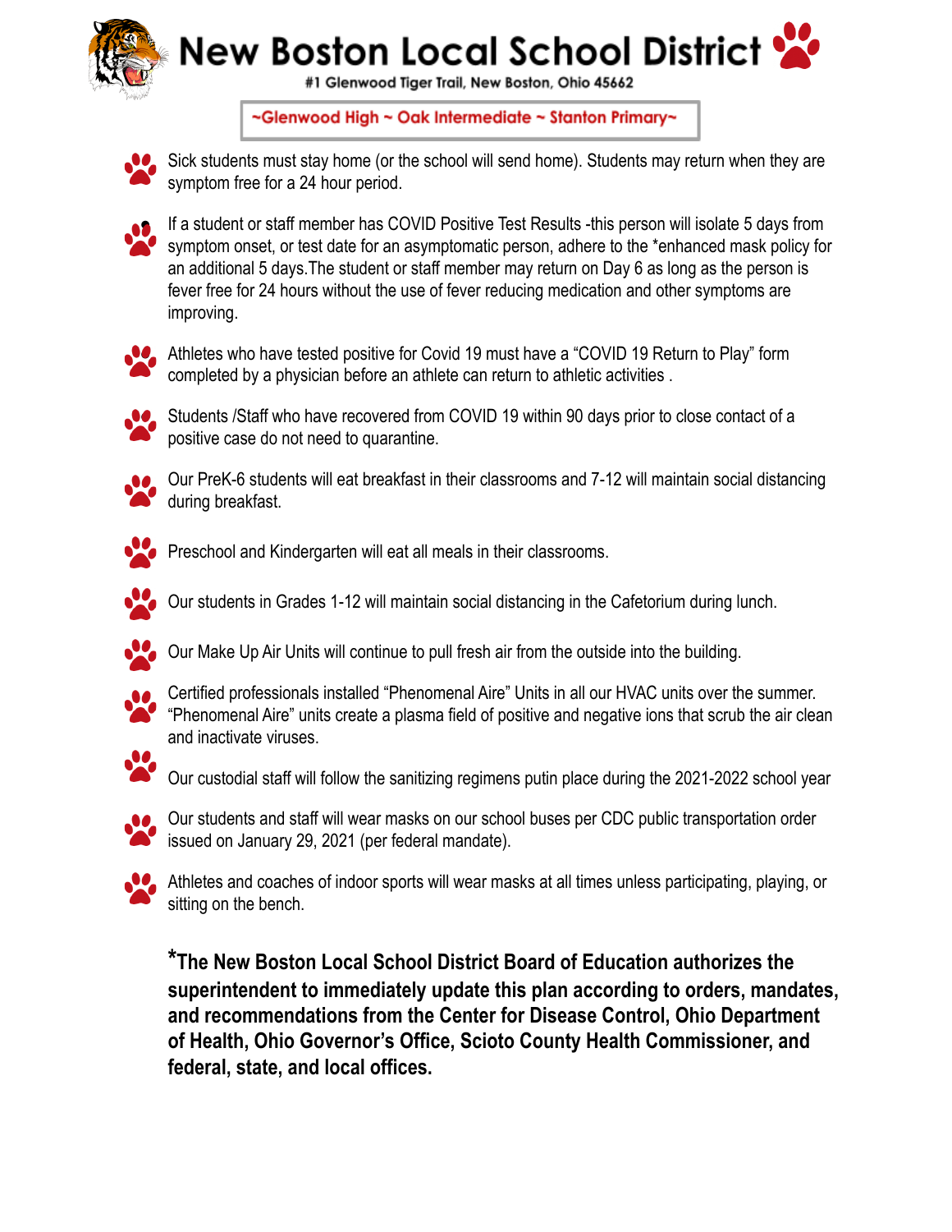# New Boston Local School District

#1 Glenwood Tiger Trail, New Boston, Ohio 45662

~Glenwood High ~ Oak Intermediate ~ Stanton Primary~

- Sick students must stay home (or the school will send home). Students may return when they are symptom free for a 24 hour period.
- If a student or staff member has COVID Positive Test Results -this person will isolate 5 days from symptom onset, or test date for an asymptomatic person, adhere to the *enhanced mask policy for an additional 5 days.The student or staff member may return on Day 6 as long as the person is fever free for 24 hours without the use of fever reducing medication and other symptoms are improving.
- Athletes who have tested positive for Covid 19 must have a "COVID 19 Return to Play" form completed by a physician before an athlete can return to athletic activities .
- Students /Staff who have recovered from COVID 19 within 90 days prior to close contact of a positive case do not need to quarantine.
- Our PreK-6 students will eat breakfast in their classrooms and 7-12 will maintain social distancing during breakfast.
- Preschool and Kindergarten will eat all meals in their classrooms.
- Our students in Grades 1-12 will maintain social distancing in the Cafetorium during lunch.
- Our Make Up Air Units will continue to pull fresh air from the outside into the building.
- Certified professionals installed "Phenomenal Aire" Units in all our HVAC units over the summer. "Phenomenal Aire" units create a plasma field of positive and negative ions that scrub the air clean and inactivate viruses.
- Our custodial staff will follow the sanitizing regimens putin place during the 2021-2022 school year
- Our students and staff will wear masks on our school buses per CDC public transportation order issued on January 29, 2021 (per federal mandate).
- Athletes and coaches of indoor sports will wear masks at all times unless participating, playing, or sitting on the bench.

**\*The New Boston Local School District Board of Education authorizes the superintendent to immediately update this plan according to orders, mandates, and recommendations from the Center for Disease Control, Ohio Department of Health, Ohio Governor's Office, Scioto County Health Commissioner, and federal, state, and local offices.**